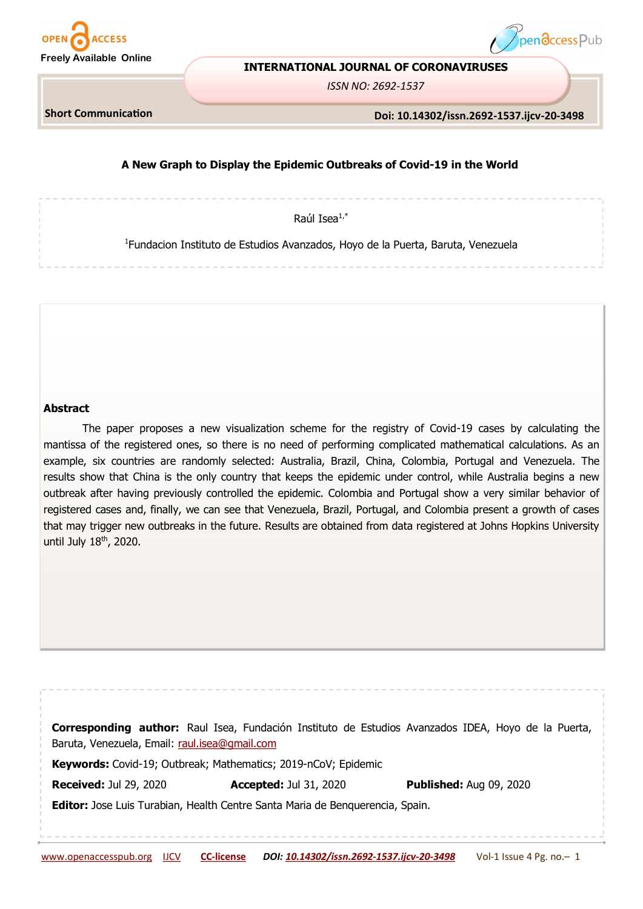**Short Communication**

# A New Graph to Display the Epidemic Outbreaks of Covid-19 in the World

Raúl Isea[1,*]

[1]Fundacion Instituto de Estudios Avanzados, Hoyo de la Puerta, Baruta, Venezuela

## Abstract

The paper proposes a new visualization scheme for the registry of Covid-19 cases by calculating the mantissa of the registered ones, so there is no need of performing complicated mathematical calculations. As an example, six countries are randomly selected: Australia, Brazil, China, Colombia, Portugal and Venezuela. The results show that China is the only country that keeps the epidemic under control, while Australia begins a new outbreak after having previously controlled the epidemic. Colombia and Portugal show a very similar behavior of registered cases and, finally, we can see that Venezuela, Brazil, Portugal, and Colombia present a growth of cases that may trigger new outbreaks in the future. Results are obtained from data registered at Johns Hopkins University until July 18th, 2020.

**Corresponding author:** Raul Isea, Fundación Instituto de Estudios Avanzados IDEA, Hoyo de la Puerta, Baruta, Venezuela, Email: raul.isea@gmail.com

**Keywords:** Covid-19; Outbreak; Mathematics; 2019-nCoV; Epidemic

**Received:** Jul 29, 2020 **Accepted:** Jul 31, 2020 **Published:** Aug 09, 2020

**Editor:** Jose Luis Turabian, Health Centre Santa Maria de Benquerencia, Spain.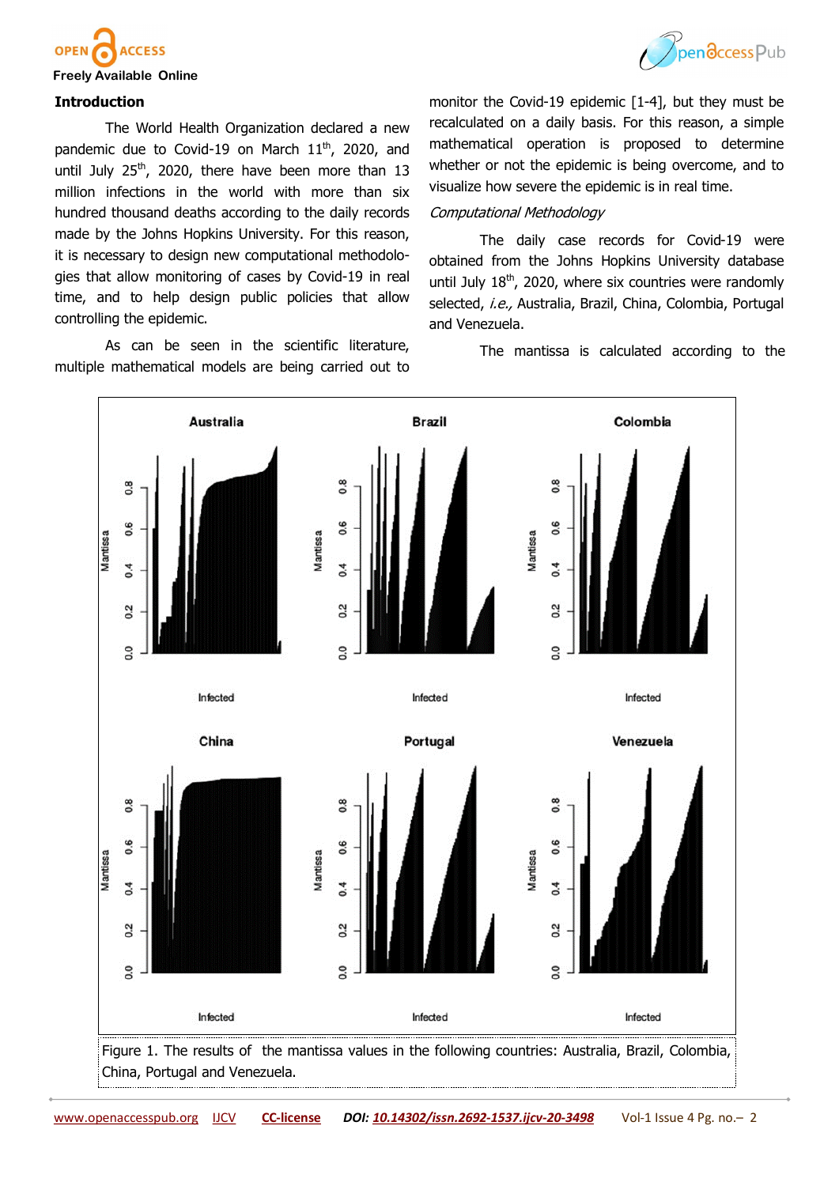## Introduction

The World Health Organization declared a new pandemic due to Covid-19 on March 11th, 2020, and until July 25th, 2020, there have been more than 13 million infections in the world with more than six hundred thousand deaths according to the daily records made by the Johns Hopkins University. For this reason, it is necessary to design new computational methodologies that allow monitoring of cases by Covid-19 in real time, and to help design public policies that allow controlling the epidemic.

As can be seen in the scientific literature, multiple mathematical models are being carried out to monitor the Covid-19 epidemic [1-4], but they must be recalculated on a daily basis. For this reason, a simple mathematical operation is proposed to determine whether or not the epidemic is being overcome, and to visualize how severe the epidemic is in real time.

### *Computational Methodology*

The daily case records for Covid-19 were obtained from the Johns Hopkins University database until July 18th, 2020, where six countries were randomly selected, *i.e.,* Australia, Brazil, China, Colombia, Portugal and Venezuela.

The mantissa is calculated according to the

Figure 1. The results of the mantissa values in the following countries: Australia, Brazil, Colombia, China, Portugal and Venezuela.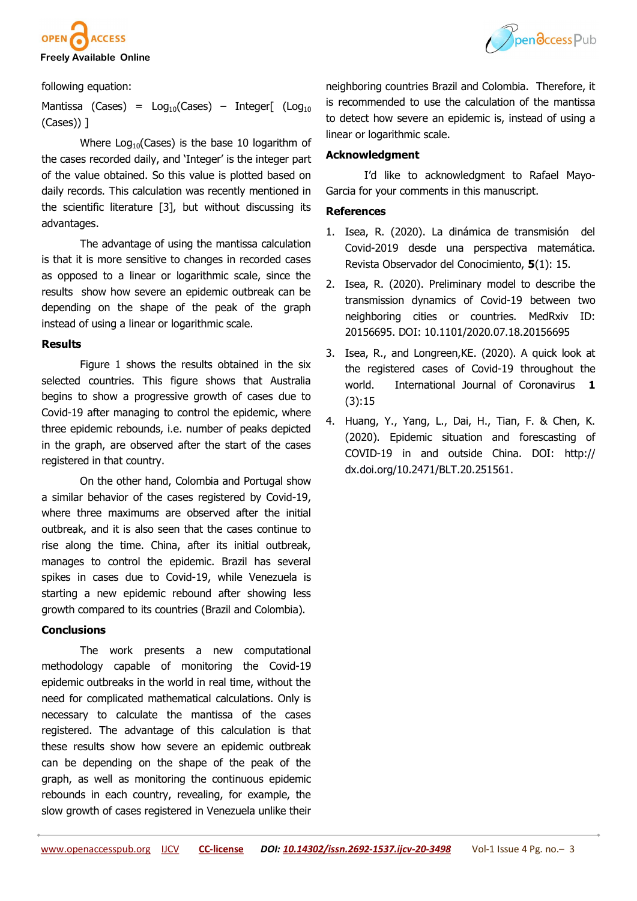following equation:

Mantissa (Cases) = $\text{Log}_{10}$(Cases) − Integer[ ($\text{Log}_{10}$ (Cases)) ]

Where $\text{Log}_{10}$(Cases) is the base 10 logarithm of the cases recorded daily, and 'Integer' is the integer part of the value obtained. So this value is plotted based on daily records. This calculation was recently mentioned in the scientific literature [3], but without discussing its advantages.

The advantage of using the mantissa calculation is that it is more sensitive to changes in recorded cases as opposed to a linear or logarithmic scale, since the results show how severe an epidemic outbreak can be depending on the shape of the peak of the graph instead of using a linear or logarithmic scale.

## Results

Figure 1 shows the results obtained in the six selected countries. This figure shows that Australia begins to show a progressive growth of cases due to Covid-19 after managing to control the epidemic, where three epidemic rebounds, i.e. number of peaks depicted in the graph, are observed after the start of the cases registered in that country.

On the other hand, Colombia and Portugal show a similar behavior of the cases registered by Covid-19, where three maximums are observed after the initial outbreak, and it is also seen that the cases continue to rise along the time. China, after its initial outbreak, manages to control the epidemic. Brazil has several spikes in cases due to Covid-19, while Venezuela is starting a new epidemic rebound after showing less growth compared to its countries (Brazil and Colombia).

## Conclusions

The work presents a new computational methodology capable of monitoring the Covid-19 epidemic outbreaks in the world in real time, without the need for complicated mathematical calculations. Only is necessary to calculate the mantissa of the cases registered. The advantage of this calculation is that these results show how severe an epidemic outbreak can be depending on the shape of the peak of the graph, as well as monitoring the continuous epidemic rebounds in each country, revealing, for example, the slow growth of cases registered in Venezuela unlike their neighboring countries Brazil and Colombia. Therefore, it is recommended to use the calculation of the mantissa to detect how severe an epidemic is, instead of using a linear or logarithmic scale.

## Acknowledgment

I'd like to acknowledgment to Rafael Mayo-Garcia for your comments in this manuscript.

## References

1. Isea, R. (2020). La dinámica de transmisión del Covid-2019 desde una perspectiva matemática. Revista Observador del Conocimiento, **5**(1): 15.
2. Isea, R. (2020). Preliminary model to describe the transmission dynamics of Covid-19 between two neighboring cities or countries. MedRxiv ID: 20156695. DOI: 10.1101/2020.07.18.20156695
3. Isea, R., and Longreen,KE. (2020). A quick look at the registered cases of Covid-19 throughout the world. International Journal of Coronavirus **1** (3):15
4. Huang, Y., Yang, L., Dai, H., Tian, F. & Chen, K. (2020). Epidemic situation and forescasting of COVID-19 in and outside China. DOI: http://dx.doi.org/10.2471/BLT.20.251561.